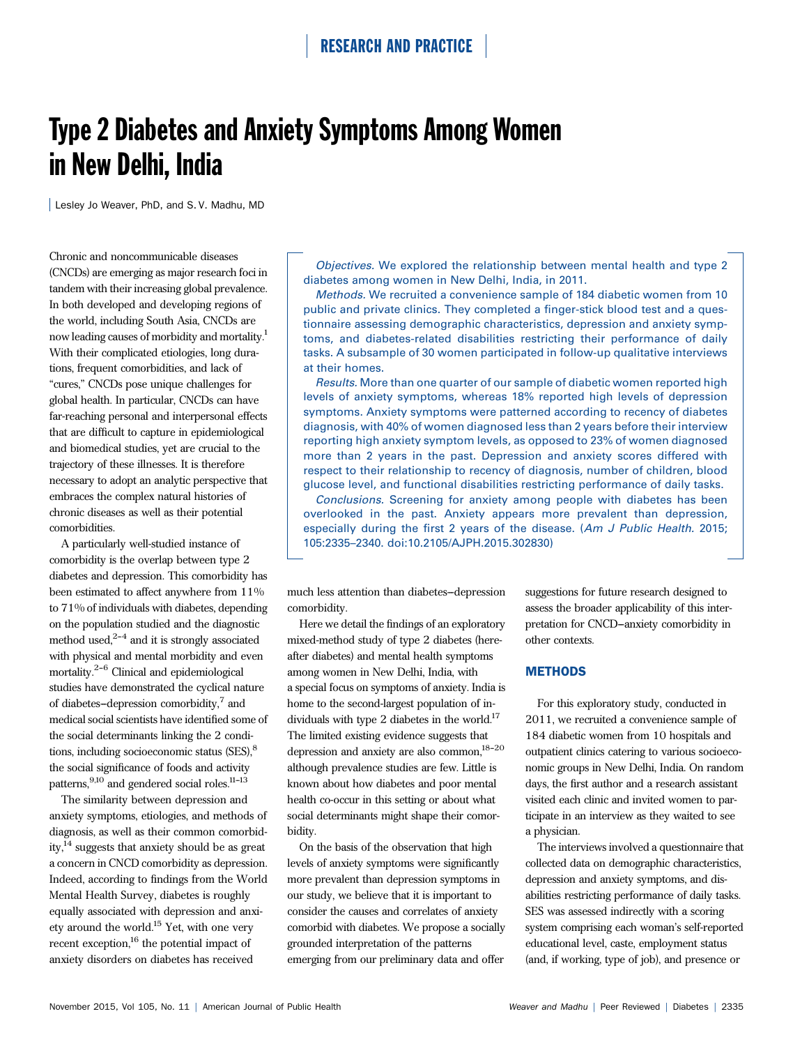RESEARCH AND PRACTICE

# Type 2 Diabetes and Anxiety Symptoms Among Women in New Delhi, India

Lesley Jo Weaver, PhD, and S. V. Madhu, MD

*Objectives.* We explored the relationship between mental health and type 2 diabetes among women in New Delhi, India, in 2011.

*Methods.* We recruited a convenience sample of 184 diabetic women from 10 public and private clinics. They completed a finger-stick blood test and a questionnaire assessing demographic characteristics, depression and anxiety symptoms, and diabetes-related disabilities restricting their performance of daily tasks. A subsample of 30 women participated in follow-up qualitative interviews at their homes.

*Results.* More than one quarter of our sample of diabetic women reported high levels of anxiety symptoms, whereas 18% reported high levels of depression symptoms. Anxiety symptoms were patterned according to recency of diabetes diagnosis, with 40% of women diagnosed less than 2 years before their interview reporting high anxiety symptom levels, as opposed to 23% of women diagnosed more than 2 years in the past. Depression and anxiety scores differed with respect to their relationship to recency of diagnosis, number of children, blood glucose level, and functional disabilities restricting performance of daily tasks.

*Conclusions.* Screening for anxiety among people with diabetes has been overlooked in the past. Anxiety appears more prevalent than depression, especially during the first 2 years of the disease. (*Am J Public Health.* 2015; 105:2335–2340. doi:10.2105/AJPH.2015.302830)

Chronic and noncommunicable diseases (CNCDs) are emerging as major research foci in tandem with their increasing global prevalence. In both developed and developing regions of the world, including South Asia, CNCDs are now leading causes of morbidity and mortality.[1] With their complicated etiologies, long durations, frequent comorbidities, and lack of "cures," CNCDs pose unique challenges for global health. In particular, CNCDs can have far-reaching personal and interpersonal effects that are difficult to capture in epidemiological and biomedical studies, yet are crucial to the trajectory of these illnesses. It is therefore necessary to adopt an analytic perspective that embraces the complex natural histories of chronic diseases as well as their potential comorbidities.

A particularly well-studied instance of comorbidity is the overlap between type 2 diabetes and depression. This comorbidity has been estimated to affect anywhere from 11% to 71% of individuals with diabetes, depending on the population studied and the diagnostic method used,[2–4] and it is strongly associated with physical and mental morbidity and even mortality.[2–6] Clinical and epidemiological studies have demonstrated the cyclical nature of diabetes–depression comorbidity,[7] and medical social scientists have identified some of the social determinants linking the 2 conditions, including socioeconomic status (SES),[8] the social significance of foods and activity patterns,[9,10] and gendered social roles.[11–13]

The similarity between depression and anxiety symptoms, etiologies, and methods of diagnosis, as well as their common comorbidity,[14] suggests that anxiety should be as great a concern in CNCD comorbidity as depression. Indeed, according to findings from the World Mental Health Survey, diabetes is roughly equally associated with depression and anxiety around the world.[15] Yet, with one very recent exception,[16] the potential impact of anxiety disorders on diabetes has received much less attention than diabetes–depression comorbidity.

Here we detail the findings of an exploratory mixed-method study of type 2 diabetes (hereafter diabetes) and mental health symptoms among women in New Delhi, India, with a special focus on symptoms of anxiety. India is home to the second-largest population of individuals with type 2 diabetes in the world.[17] The limited existing evidence suggests that depression and anxiety are also common,[18–20] although prevalence studies are few. Little is known about how diabetes and poor mental health co-occur in this setting or about what social determinants might shape their comorbidity.

On the basis of the observation that high levels of anxiety symptoms were significantly more prevalent than depression symptoms in our study, we believe that it is important to consider the causes and correlates of anxiety comorbid with diabetes. We propose a socially grounded interpretation of the patterns emerging from our preliminary data and offer suggestions for future research designed to assess the broader applicability of this interpretation for CNCD–anxiety comorbidity in other contexts.

## METHODS

For this exploratory study, conducted in 2011, we recruited a convenience sample of 184 diabetic women from 10 hospitals and outpatient clinics catering to various socioeconomic groups in New Delhi, India. On random days, the first author and a research assistant visited each clinic and invited women to participate in an interview as they waited to see a physician.

The interviews involved a questionnaire that collected data on demographic characteristics, depression and anxiety symptoms, and disabilities restricting performance of daily tasks. SES was assessed indirectly with a scoring system comprising each woman's self-reported educational level, caste, employment status (and, if working, type of job), and presence or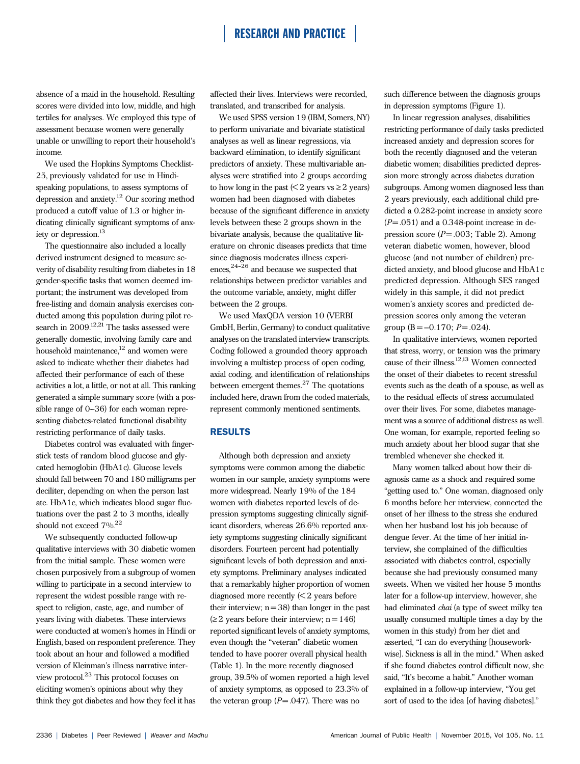absence of a maid in the household. Resulting scores were divided into low, middle, and high tertiles for analyses. We employed this type of assessment because women were generally unable or unwilling to report their household's income.

We used the Hopkins Symptoms Checklist-25, previously validated for use in Hindi-speaking populations, to assess symptoms of depression and anxiety.[12] Our scoring method produced a cutoff value of 1.3 or higher indicating clinically significant symptoms of anxiety or depression.[13]

The questionnaire also included a locally derived instrument designed to measure severity of disability resulting from diabetes in 18 gender-specific tasks that women deemed important; the instrument was developed from free-listing and domain analysis exercises conducted among this population during pilot research in 2009.[12,21] The tasks assessed were generally domestic, involving family care and household maintenance,[12] and women were asked to indicate whether their diabetes had affected their performance of each of these activities a lot, a little, or not at all. This ranking generated a simple summary score (with a possible range of 0–36) for each woman representing diabetes-related functional disability restricting performance of daily tasks.

Diabetes control was evaluated with finger-stick tests of random blood glucose and glycated hemoglobin (HbA1c). Glucose levels should fall between 70 and 180 milligrams per deciliter, depending on when the person last ate. HbA1c, which indicates blood sugar fluctuations over the past 2 to 3 months, ideally should not exceed 7%.[22]

We subsequently conducted follow-up qualitative interviews with 30 diabetic women from the initial sample. These women were chosen purposively from a subgroup of women willing to participate in a second interview to represent the widest possible range with respect to religion, caste, age, and number of years living with diabetes. These interviews were conducted at women's homes in Hindi or English, based on respondent preference. They took about an hour and followed a modified version of Kleinman's illness narrative interview protocol.[23] This protocol focuses on eliciting women's opinions about why they think they got diabetes and how they feel it has affected their lives. Interviews were recorded, translated, and transcribed for analysis.

We used SPSS version 19 (IBM, Somers, NY) to perform univariate and bivariate statistical analyses as well as linear regressions, via backward elimination, to identify significant predictors of anxiety. These multivariable analyses were stratified into 2 groups according to how long in the past (< 2 years vs ≥ 2 years) women had been diagnosed with diabetes because of the significant difference in anxiety levels between these 2 groups shown in the bivariate analysis, because the qualitative literature on chronic diseases predicts that time since diagnosis moderates illness experiences,[24–26] and because we suspected that relationships between predictor variables and the outcome variable, anxiety, might differ between the 2 groups.

We used MaxQDA version 10 (VERBI GmbH, Berlin, Germany) to conduct qualitative analyses on the translated interview transcripts. Coding followed a grounded theory approach involving a multistep process of open coding, axial coding, and identification of relationships between emergent themes.[27] The quotations included here, drawn from the coded materials, represent commonly mentioned sentiments.

## RESULTS

Although both depression and anxiety symptoms were common among the diabetic women in our sample, anxiety symptoms were more widespread. Nearly 19% of the 184 women with diabetes reported levels of depression symptoms suggesting clinically significant disorders, whereas 26.6% reported anxiety symptoms suggesting clinically significant disorders. Fourteen percent had potentially significant levels of both depression and anxiety symptoms. Preliminary analyses indicated that a remarkably higher proportion of women diagnosed more recently (< 2 years before their interview; n = 38) than longer in the past (≥ 2 years before their interview; n = 146) reported significant levels of anxiety symptoms, even though the "veteran" diabetic women tended to have poorer overall physical health (Table 1). In the more recently diagnosed group, 39.5% of women reported a high level of anxiety symptoms, as opposed to 23.3% of the veteran group ($P = .047$). There was no such difference between the diagnosis groups in depression symptoms (Figure 1).

In linear regression analyses, disabilities restricting performance of daily tasks predicted increased anxiety and depression scores for both the recently diagnosed and the veteran diabetic women; disabilities predicted depression more strongly across diabetes duration subgroups. Among women diagnosed less than 2 years previously, each additional child predicted a 0.282-point increase in anxiety score ($P = .051$) and a 0.348-point increase in depression score ($P = .003$; Table 2). Among veteran diabetic women, however, blood glucose (and not number of children) predicted anxiety, and blood glucose and HbA1c predicted depression. Although SES ranged widely in this sample, it did not predict women's anxiety scores and predicted depression scores only among the veteran group ($B = -0.170$; $P = .024$).

In qualitative interviews, women reported that stress, worry, or tension was the primary cause of their illness.[12,13] Women connected the onset of their diabetes to recent stressful events such as the death of a spouse, as well as to the residual effects of stress accumulated over their lives. For some, diabetes management was a source of additional distress as well. One woman, for example, reported feeling so much anxiety about her blood sugar that she trembled whenever she checked it.

Many women talked about how their diagnosis came as a shock and required some "getting used to." One woman, diagnosed only 6 months before her interview, connected the onset of her illness to the stress she endured when her husband lost his job because of dengue fever. At the time of her initial interview, she complained of the difficulties associated with diabetes control, especially because she had previously consumed many sweets. When we visited her house 5 months later for a follow-up interview, however, she had eliminated *chai* (a type of sweet milky tea usually consumed multiple times a day by the women in this study) from her diet and asserted, "I can do everything [housework-wise]. Sickness is all in the mind." When asked if she found diabetes control difficult now, she said, "It's become a habit." Another woman explained in a follow-up interview, "You get sort of used to the idea [of having diabetes]."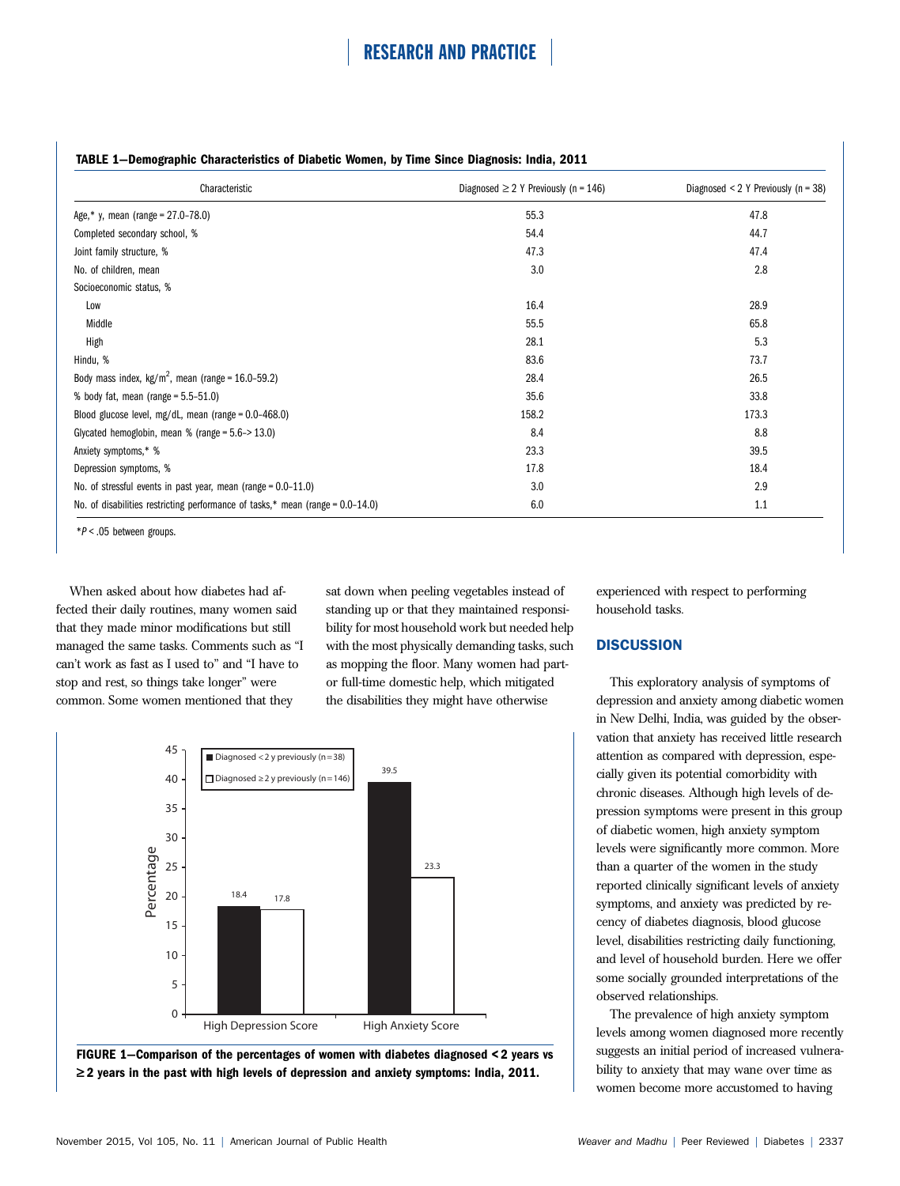**TABLE 1—Demographic Characteristics of Diabetic Women, by Time Since Diagnosis: India, 2011**

| Characteristic | Diagnosed ≥ 2 Y Previously (n = 146) | Diagnosed < 2 Y Previously (n = 38) |
|---|---|---|
| Age,* y, mean (range = 27.0–78.0) | 55.3 | 47.8 |
| Completed secondary school, % | 54.4 | 44.7 |
| Joint family structure, % | 47.3 | 47.4 |
| No. of children, mean | 3.0 | 2.8 |
| Socioeconomic status, % | | |
| Low | 16.4 | 28.9 |
| Middle | 55.5 | 65.8 |
| High | 28.1 | 5.3 |
| Hindu, % | 83.6 | 73.7 |
| Body mass index, kg/m$^2$, mean (range = 16.0–59.2) | 28.4 | 26.5 |
| % body fat, mean (range = 5.5–51.0) | 35.6 | 33.8 |
| Blood glucose level, mg/dL, mean (range = 0.0–468.0) | 158.2 | 173.3 |
| Glycated hemoglobin, mean % (range = 5.6–> 13.0) | 8.4 | 8.8 |
| Anxiety symptoms,* % | 23.3 | 39.5 |
| Depression symptoms, % | 17.8 | 18.4 |
| No. of stressful events in past year, mean (range = 0.0–11.0) | 3.0 | 2.9 |
| No. of disabilities restricting performance of tasks,* mean (range = 0.0–14.0) | 6.0 | 1.1 |

*$P < .05$ between groups.

When asked about how diabetes had affected their daily routines, many women said that they made minor modifications but still managed the same tasks. Comments such as "I can't work as fast as I used to" and "I have to stop and rest, so things take longer" were common. Some women mentioned that they sat down when peeling vegetables instead of standing up or that they maintained responsibility for most household work but needed help with the most physically demanding tasks, such as mopping the floor. Many women had part- or full-time domestic help, which mitigated the disabilities they might have otherwise experienced with respect to performing household tasks.

Diagnosed < 2 y previously (n = 38)
Diagnosed ≥ 2 y previously (n = 146)
Percentage
45
40
35
30
25
20
15
10
5
0
18.4
17.8
39.5
23.3
High Depression Score
High Anxiety Score

**FIGURE 1—Comparison of the percentages of women with diabetes diagnosed < 2 years vs ≥ 2 years in the past with high levels of depression and anxiety symptoms: India, 2011.**

## DISCUSSION

This exploratory analysis of symptoms of depression and anxiety among diabetic women in New Delhi, India, was guided by the observation that anxiety has received little research attention as compared with depression, especially given its potential comorbidity with chronic diseases. Although high levels of depression symptoms were present in this group of diabetic women, high anxiety symptom levels were significantly more common. More than a quarter of the women in the study reported clinically significant levels of anxiety symptoms, and anxiety was predicted by recency of diabetes diagnosis, blood glucose level, disabilities restricting daily functioning, and level of household burden. Here we offer some socially grounded interpretations of the observed relationships.

The prevalence of high anxiety symptom levels among women diagnosed more recently suggests an initial period of increased vulnerability to anxiety that may wane over time as women become more accustomed to having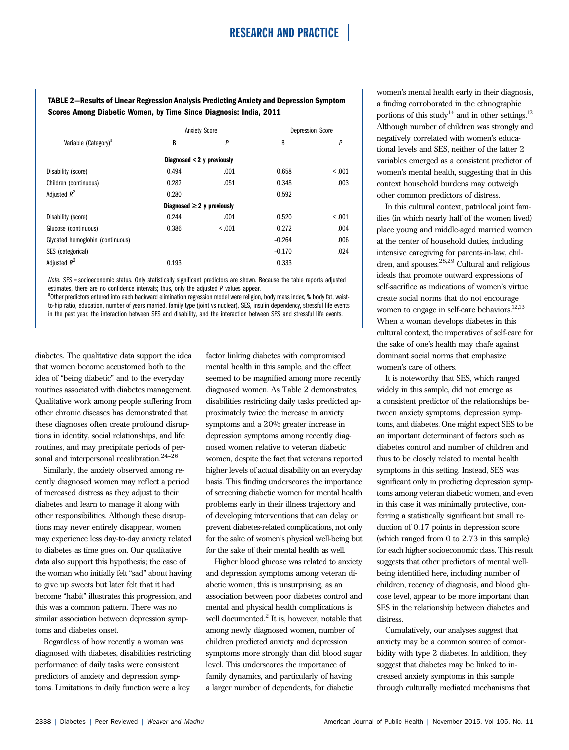**TABLE 2—Results of Linear Regression Analysis Predicting Anxiety and Depression Symptom Scores Among Diabetic Women, by Time Since Diagnosis: India, 2011**

| Variable (Category)[a] | Anxiety Score | | Depression Score | |
|---|---|---|---|---|
| | B | P | B | P |
| **Diagnosed < 2 y previously** | | | | |
| Disability (score) | 0.494 | .001 | 0.658 | < .001 |
| Children (continuous) | 0.282 | .051 | 0.348 | .003 |
| Adjusted $R^2$ | 0.280 | | 0.592 | |
| **Diagnosed ≥ 2 y previously** | | | | |
| Disability (score) | 0.244 | .001 | 0.520 | < .001 |
| Glucose (continuous) | 0.386 | < .001 | 0.272 | .004 |
| Glycated hemoglobin (continuous) | | | −0.264 | .006 |
| SES (categorical) | | | −0.170 | .024 |
| Adjusted $R^2$ | 0.193 | | 0.333 | |

*Note.* SES = socioeconomic status. Only statistically significant predictors are shown. Because the table reports adjusted estimates, there are no confidence intervals; thus, only the adjusted *P* values appear.

[a]Other predictors entered into each backward elimination regression model were religion, body mass index, % body fat, waist-to-hip ratio, education, number of years married, family type (joint vs nuclear), SES, insulin dependency, stressful life events in the past year, the interaction between SES and disability, and the interaction between SES and stressful life events.

diabetes. The qualitative data support the idea that women become accustomed both to the idea of "being diabetic" and to the everyday routines associated with diabetes management. Qualitative work among people suffering from other chronic diseases has demonstrated that these diagnoses often create profound disruptions in identity, social relationships, and life routines, and may precipitate periods of personal and interpersonal recalibration.[24–26]

Similarly, the anxiety observed among recently diagnosed women may reflect a period of increased distress as they adjust to their diabetes and learn to manage it along with other responsibilities. Although these disruptions may never entirely disappear, women may experience less day-to-day anxiety related to diabetes as time goes on. Our qualitative data also support this hypothesis; the case of the woman who initially felt "sad" about having to give up sweets but later felt that it had become "habit" illustrates this progression, and this was a common pattern. There was no similar association between depression symptoms and diabetes onset.

Regardless of how recently a woman was diagnosed with diabetes, disabilities restricting performance of daily tasks were consistent predictors of anxiety and depression symptoms. Limitations in daily function were a key factor linking diabetes with compromised mental health in this sample, and the effect seemed to be magnified among more recently diagnosed women. As Table 2 demonstrates, disabilities restricting daily tasks predicted approximately twice the increase in anxiety symptoms and a 20% greater increase in depression symptoms among recently diagnosed women relative to veteran diabetic women, despite the fact that veterans reported higher levels of actual disability on an everyday basis. This finding underscores the importance of screening diabetic women for mental health problems early in their illness trajectory and of developing interventions that can delay or prevent diabetes-related complications, not only for the sake of women's physical well-being but for the sake of their mental health as well.

Higher blood glucose was related to anxiety and depression symptoms among veteran diabetic women; this is unsurprising, as an association between poor diabetes control and mental and physical health complications is well documented.[2] It is, however, notable that among newly diagnosed women, number of children predicted anxiety and depression symptoms more strongly than did blood sugar level. This underscores the importance of family dynamics, and particularly of having a larger number of dependents, for diabetic women's mental health early in their diagnosis, a finding corroborated in the ethnographic portions of this study[14] and in other settings.[12] Although number of children was strongly and negatively correlated with women's educational levels and SES, neither of the latter 2 variables emerged as a consistent predictor of women's mental health, suggesting that in this context household burdens may outweigh other common predictors of distress.

In this cultural context, patrilocal joint families (in which nearly half of the women lived) place young and middle-aged married women at the center of household duties, including intensive caregiving for parents-in-law, children, and spouses.[28,29] Cultural and religious ideals that promote outward expressions of self-sacrifice as indications of women's virtue create social norms that do not encourage women to engage in self-care behaviors.[12,13] When a woman develops diabetes in this cultural context, the imperatives of self-care for the sake of one's health may chafe against dominant social norms that emphasize women's care of others.

It is noteworthy that SES, which ranged widely in this sample, did not emerge as a consistent predictor of the relationships between anxiety symptoms, depression symptoms, and diabetes. One might expect SES to be an important determinant of factors such as diabetes control and number of children and thus to be closely related to mental health symptoms in this setting. Instead, SES was significant only in predicting depression symptoms among veteran diabetic women, and even in this case it was minimally protective, conferring a statistically significant but small reduction of 0.17 points in depression score (which ranged from 0 to 2.73 in this sample) for each higher socioeconomic class. This result suggests that other predictors of mental well-being identified here, including number of children, recency of diagnosis, and blood glucose level, appear to be more important than SES in the relationship between diabetes and distress.

Cumulatively, our analyses suggest that anxiety may be a common source of comorbidity with type 2 diabetes. In addition, they suggest that diabetes may be linked to increased anxiety symptoms in this sample through culturally mediated mechanisms that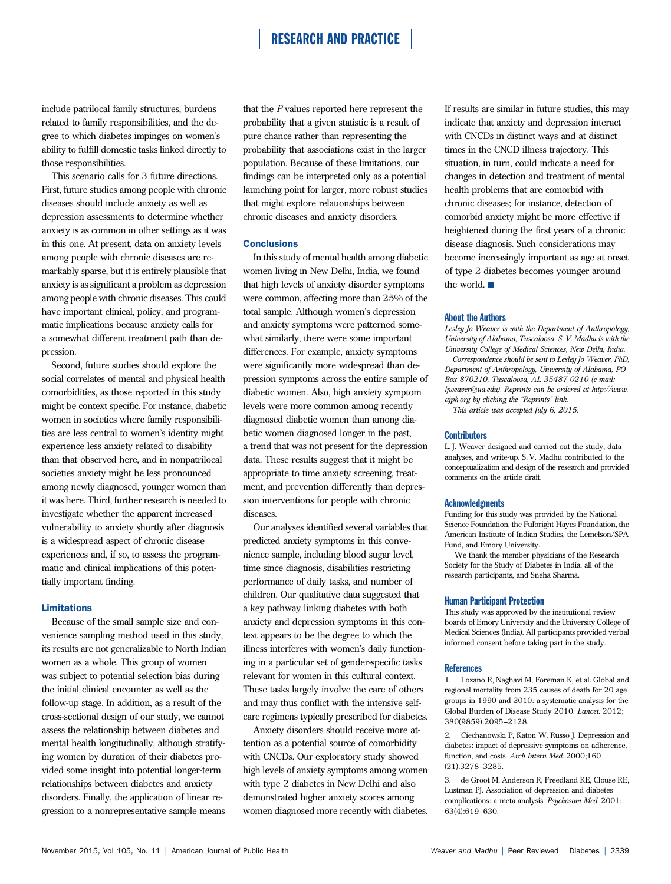include patrilocal family structures, burdens related to family responsibilities, and the degree to which diabetes impinges on women's ability to fulfill domestic tasks linked directly to those responsibilities.

This scenario calls for 3 future directions. First, future studies among people with chronic diseases should include anxiety as well as depression assessments to determine whether anxiety is as common in other settings as it was in this one. At present, data on anxiety levels among people with chronic diseases are remarkably sparse, but it is entirely plausible that anxiety is as significant a problem as depression among people with chronic diseases. This could have important clinical, policy, and programmatic implications because anxiety calls for a somewhat different treatment path than depression.

Second, future studies should explore the social correlates of mental and physical health comorbidities, as those reported in this study might be context specific. For instance, diabetic women in societies where family responsibilities are less central to women's identity might experience less anxiety related to disability than that observed here, and in nonpatrilocal societies anxiety might be less pronounced among newly diagnosed, younger women than it was here. Third, further research is needed to investigate whether the apparent increased vulnerability to anxiety shortly after diagnosis is a widespread aspect of chronic disease experiences and, if so, to assess the programmatic and clinical implications of this potentially important finding.

### Limitations

Because of the small sample size and convenience sampling method used in this study, its results are not generalizable to North Indian women as a whole. This group of women was subject to potential selection bias during the initial clinical encounter as well as the follow-up stage. In addition, as a result of the cross-sectional design of our study, we cannot assess the relationship between diabetes and mental health longitudinally, although stratifying women by duration of their diabetes provided some insight into potential longer-term relationships between diabetes and anxiety disorders. Finally, the application of linear regression to a nonrepresentative sample means that the *P* values reported here represent the probability that a given statistic is a result of pure chance rather than representing the probability that associations exist in the larger population. Because of these limitations, our findings can be interpreted only as a potential launching point for larger, more robust studies that might explore relationships between chronic diseases and anxiety disorders.

### Conclusions

In this study of mental health among diabetic women living in New Delhi, India, we found that high levels of anxiety disorder symptoms were common, affecting more than 25% of the total sample. Although women's depression and anxiety symptoms were patterned somewhat similarly, there were some important differences. For example, anxiety symptoms were significantly more widespread than depression symptoms across the entire sample of diabetic women. Also, high anxiety symptom levels were more common among recently diagnosed diabetic women than among diabetic women diagnosed longer in the past, a trend that was not present for the depression data. These results suggest that it might be appropriate to time anxiety screening, treatment, and prevention differently than depression interventions for people with chronic diseases.

Our analyses identified several variables that predicted anxiety symptoms in this convenience sample, including blood sugar level, time since diagnosis, disabilities restricting performance of daily tasks, and number of children. Our qualitative data suggested that a key pathway linking diabetes with both anxiety and depression symptoms in this context appears to be the degree to which the illness interferes with women's daily functioning in a particular set of gender-specific tasks relevant for women in this cultural context. These tasks largely involve the care of others and may thus conflict with the intensive self-care regimens typically prescribed for diabetes.

Anxiety disorders should receive more attention as a potential source of comorbidity with CNCDs. Our exploratory study showed high levels of anxiety symptoms among women with type 2 diabetes in New Delhi and also demonstrated higher anxiety scores among women diagnosed more recently with diabetes. If results are similar in future studies, this may indicate that anxiety and depression interact with CNCDs in distinct ways and at distinct times in the CNCD illness trajectory. This situation, in turn, could indicate a need for changes in detection and treatment of mental health problems that are comorbid with chronic diseases; for instance, detection of comorbid anxiety might be more effective if heightened during the first years of a chronic disease diagnosis. Such considerations may become increasingly important as age at onset of type 2 diabetes becomes younger around the world. ■

### About the Authors

*Lesley Jo Weaver is with the Department of Anthropology, University of Alabama, Tuscaloosa. S. V. Madhu is with the University College of Medical Sciences, New Delhi, India.*

*Correspondence should be sent to Lesley Jo Weaver, PhD, Department of Anthropology, University of Alabama, PO Box 870210, Tuscaloosa, AL 35487-0210 (e-mail: ljweaver@ua.edu). Reprints can be ordered at http://www.ajph.org by clicking the "Reprints" link.*

*This article was accepted July 6, 2015.*

### Contributors

L. J. Weaver designed and carried out the study, data analyses, and write-up. S. V. Madhu contributed to the conceptualization and design of the research and provided comments on the article draft.

### Acknowledgments

Funding for this study was provided by the National Science Foundation, the Fulbright-Hayes Foundation, the American Institute of Indian Studies, the Lemelson/SPA Fund, and Emory University.

We thank the member physicians of the Research Society for the Study of Diabetes in India, all of the research participants, and Sneha Sharma.

### Human Participant Protection

This study was approved by the institutional review boards of Emory University and the University College of Medical Sciences (India). All participants provided verbal informed consent before taking part in the study.

### References

1. Lozano R, Naghavi M, Foreman K, et al. Global and regional mortality from 235 causes of death for 20 age groups in 1990 and 2010: a systematic analysis for the Global Burden of Disease Study 2010. *Lancet*. 2012; 380(9859):2095–2128.

2. Ciechanowski P, Katon W, Russo J. Depression and diabetes: impact of depressive symptoms on adherence, function, and costs. *Arch Intern Med*. 2000;160 (21):3278–3285.

3. de Groot M, Anderson R, Freedland KE, Clouse RE, Lustman PJ. Association of depression and diabetes complications: a meta-analysis. *Psychosom Med*. 2001; 63(4):619–630.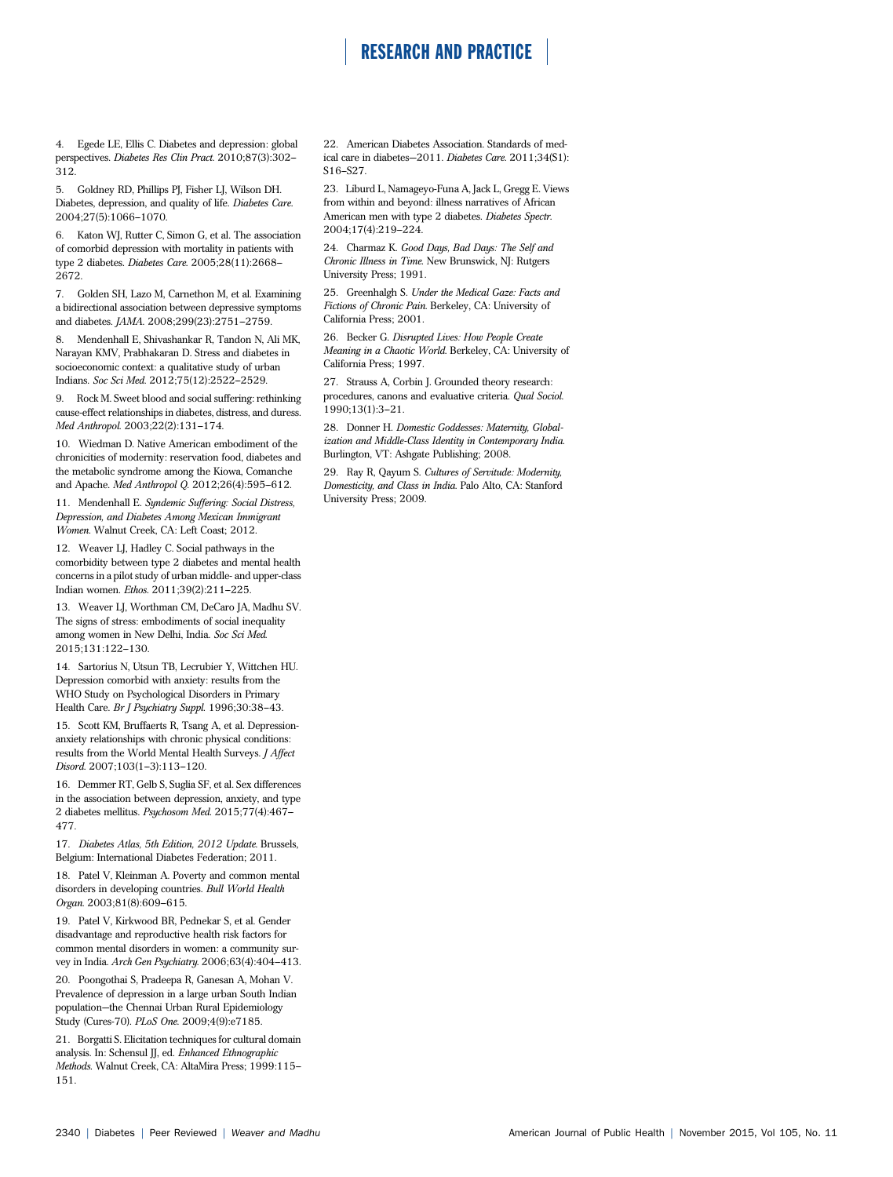4. Egede LE, Ellis C. Diabetes and depression: global perspectives. *Diabetes Res Clin Pract.* 2010;87(3):302–312.

5. Goldney RD, Phillips PJ, Fisher LJ, Wilson DH. Diabetes, depression, and quality of life. *Diabetes Care.* 2004;27(5):1066–1070.

6. Katon WJ, Rutter C, Simon G, et al. The association of comorbid depression with mortality in patients with type 2 diabetes. *Diabetes Care.* 2005;28(11):2668–2672.

7. Golden SH, Lazo M, Carnethon M, et al. Examining a bidirectional association between depressive symptoms and diabetes. *JAMA.* 2008;299(23):2751–2759.

8. Mendenhall E, Shivashankar R, Tandon N, Ali MK, Narayan KMV, Prabhakaran D. Stress and diabetes in socioeconomic context: a qualitative study of urban Indians. *Soc Sci Med.* 2012;75(12):2522–2529.

9. Rock M. Sweet blood and social suffering: rethinking cause-effect relationships in diabetes, distress, and duress. *Med Anthropol.* 2003;22(2):131–174.

10. Wiedman D. Native American embodiment of the chronicities of modernity: reservation food, diabetes and the metabolic syndrome among the Kiowa, Comanche and Apache. *Med Anthropol Q.* 2012;26(4):595–612.

11. Mendenhall E. *Syndemic Suffering: Social Distress, Depression, and Diabetes Among Mexican Immigrant Women.* Walnut Creek, CA: Left Coast; 2012.

12. Weaver LJ, Hadley C. Social pathways in the comorbidity between type 2 diabetes and mental health concerns in a pilot study of urban middle- and upper-class Indian women. *Ethos.* 2011;39(2):211–225.

13. Weaver LJ, Worthman CM, DeCaro JA, Madhu SV. The signs of stress: embodiments of social inequality among women in New Delhi, India. *Soc Sci Med.* 2015;131:122–130.

14. Sartorius N, Utsun TB, Lecrubier Y, Wittchen HU. Depression comorbid with anxiety: results from the WHO Study on Psychological Disorders in Primary Health Care. *Br J Psychiatry Suppl.* 1996;30:38–43.

15. Scott KM, Bruffaerts R, Tsang A, et al. Depression-anxiety relationships with chronic physical conditions: results from the World Mental Health Surveys. *J Affect Disord.* 2007;103(1–3):113–120.

16. Demmer RT, Gelb S, Suglia SF, et al. Sex differences in the association between depression, anxiety, and type 2 diabetes mellitus. *Psychosom Med.* 2015;77(4):467–477.

17. *Diabetes Atlas, 5th Edition, 2012 Update.* Brussels, Belgium: International Diabetes Federation; 2011.

18. Patel V, Kleinman A. Poverty and common mental disorders in developing countries. *Bull World Health Organ.* 2003;81(8):609–615.

19. Patel V, Kirkwood BR, Pednekar S, et al. Gender disadvantage and reproductive health risk factors for common mental disorders in women: a community survey in India. *Arch Gen Psychiatry.* 2006;63(4):404–413.

20. Poongothai S, Pradeepa R, Ganesan A, Mohan V. Prevalence of depression in a large urban South Indian population—the Chennai Urban Rural Epidemiology Study (Cures-70). *PLoS One.* 2009;4(9):e7185.

21. Borgatti S. Elicitation techniques for cultural domain analysis. In: Schensul JJ, ed. *Enhanced Ethnographic Methods.* Walnut Creek, CA: AltaMira Press; 1999:115–151.

22. American Diabetes Association. Standards of medical care in diabetes—2011. *Diabetes Care.* 2011;34(S1):S16–S27.

23. Liburd L, Namageyo-Funa A, Jack L, Gregg E. Views from within and beyond: illness narratives of African American men with type 2 diabetes. *Diabetes Spectr.* 2004;17(4):219–224.

24. Charmaz K. *Good Days, Bad Days: The Self and Chronic Illness in Time.* New Brunswick, NJ: Rutgers University Press; 1991.

25. Greenhalgh S. *Under the Medical Gaze: Facts and Fictions of Chronic Pain.* Berkeley, CA: University of California Press; 2001.

26. Becker G. *Disrupted Lives: How People Create Meaning in a Chaotic World.* Berkeley, CA: University of California Press; 1997.

27. Strauss A, Corbin J. Grounded theory research: procedures, canons and evaluative criteria. *Qual Sociol.* 1990;13(1):3–21.

28. Donner H. *Domestic Goddesses: Maternity, Globalization and Middle-Class Identity in Contemporary India.* Burlington, VT: Ashgate Publishing; 2008.

29. Ray R, Qayum S. *Cultures of Servitude: Modernity, Domesticity, and Class in India.* Palo Alto, CA: Stanford University Press; 2009.